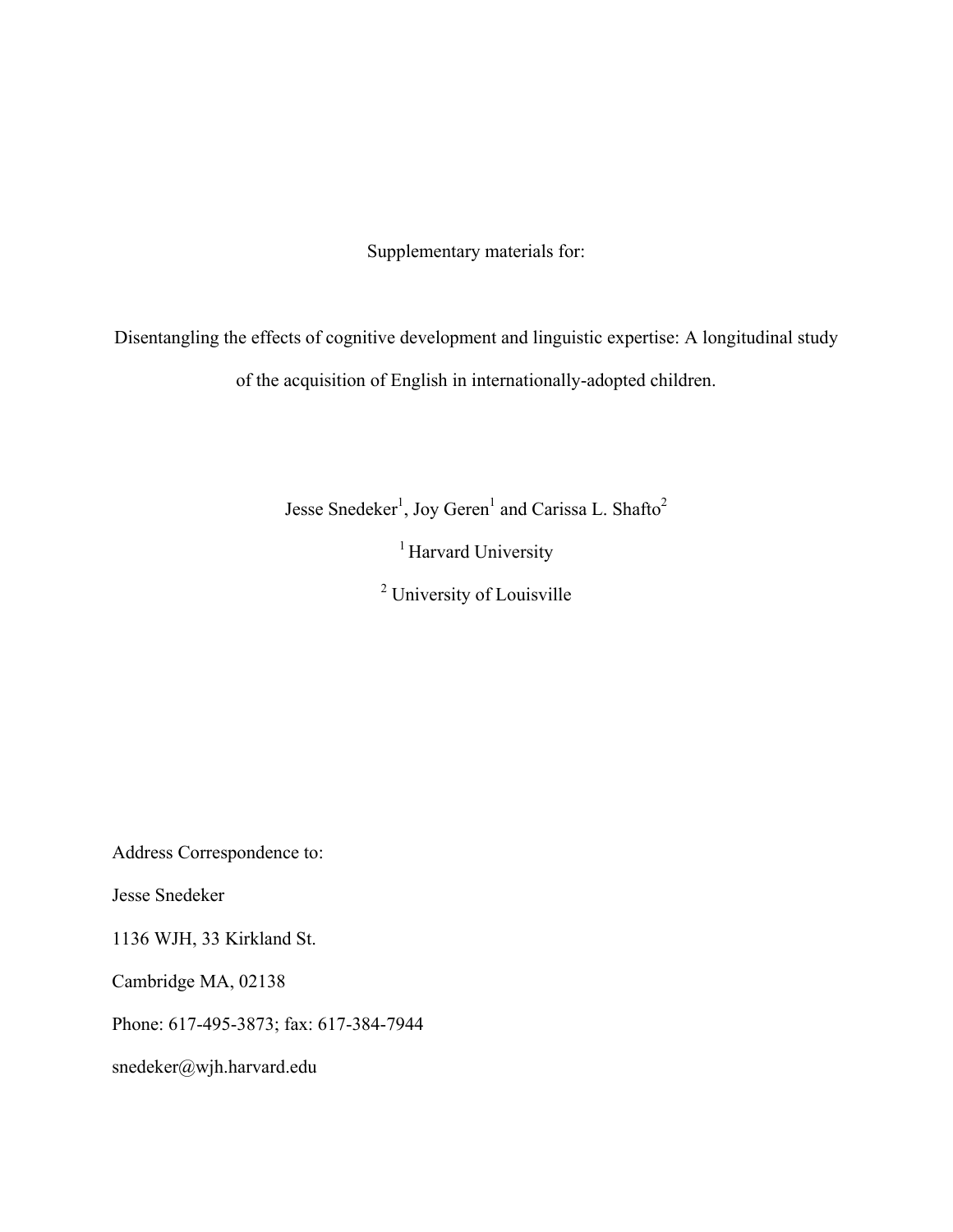Supplementary materials for:

# Disentangling the effects of cognitive development and linguistic expertise: A longitudinal study of the acquisition of English in internationally-adopted children.

Jesse Snedeker[1], Joy Geren[1] and Carissa L. Shafto[2]

[1] Harvard University

[2] University of Louisville

Address Correspondence to:

Jesse Snedeker

1136 WJH, 33 Kirkland St.

Cambridge MA, 02138

Phone: 617-495-3873; fax: 617-384-7944

snedeker@wjh.harvard.edu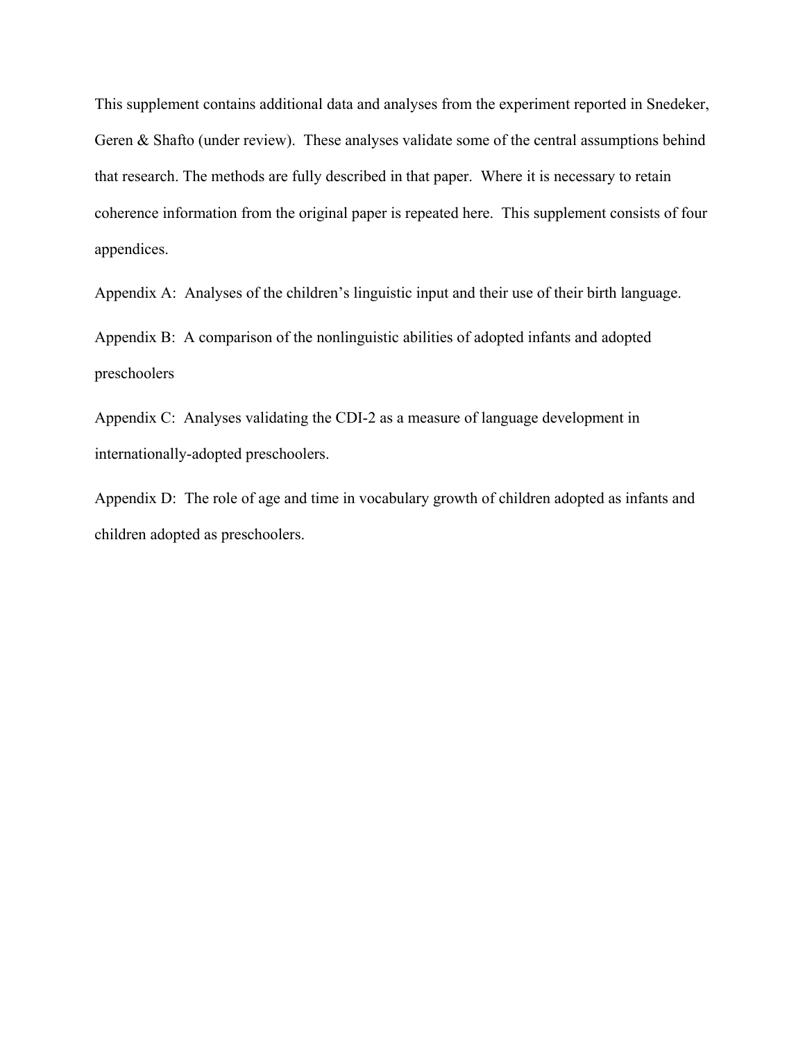This supplement contains additional data and analyses from the experiment reported in Snedeker, Geren & Shafto (under review). These analyses validate some of the central assumptions behind that research. The methods are fully described in that paper. Where it is necessary to retain coherence information from the original paper is repeated here. This supplement consists of four appendices.

Appendix A: Analyses of the children's linguistic input and their use of their birth language.

Appendix B: A comparison of the nonlinguistic abilities of adopted infants and adopted preschoolers

Appendix C: Analyses validating the CDI-2 as a measure of language development in internationally-adopted preschoolers.

Appendix D: The role of age and time in vocabulary growth of children adopted as infants and children adopted as preschoolers.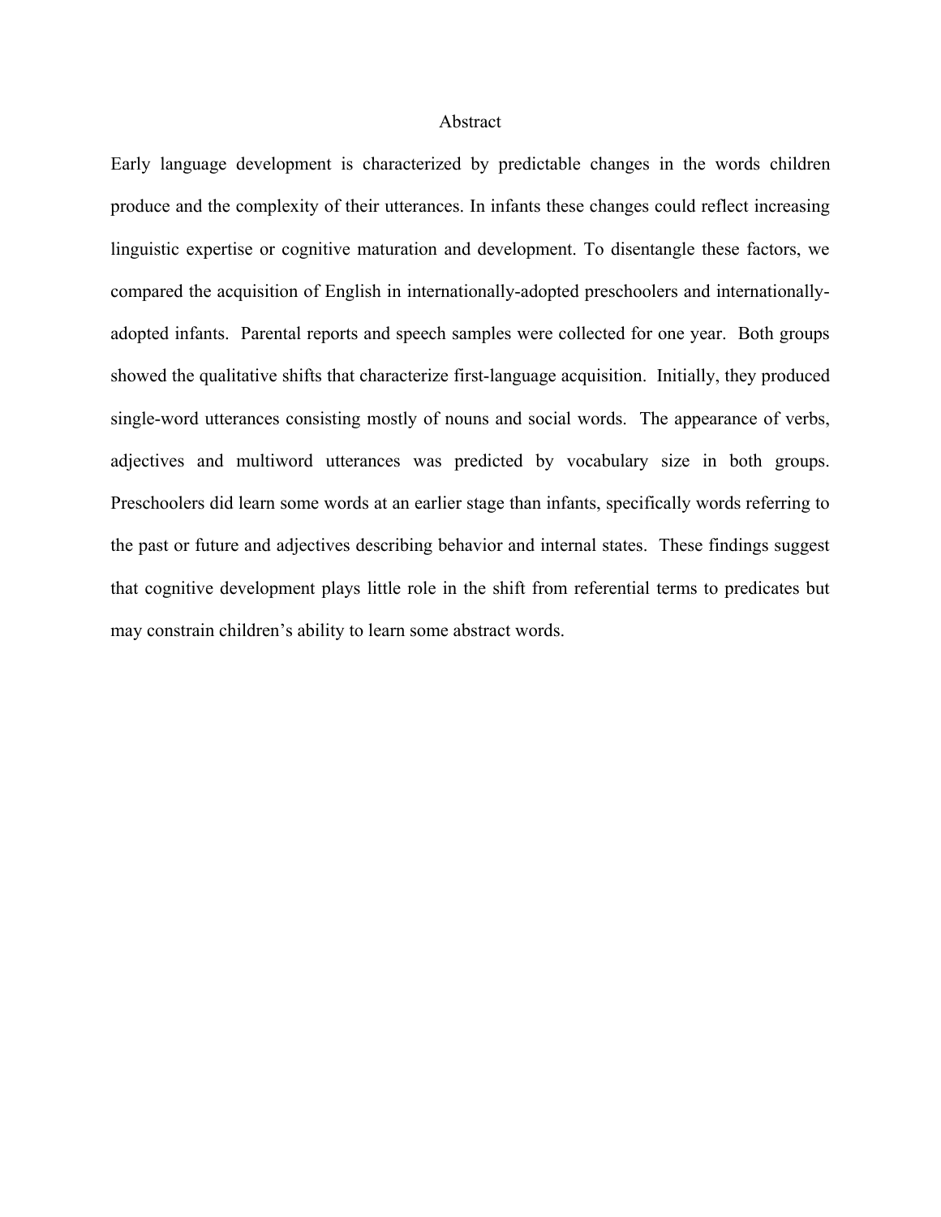# Abstract

Early language development is characterized by predictable changes in the words children produce and the complexity of their utterances. In infants these changes could reflect increasing linguistic expertise or cognitive maturation and development. To disentangle these factors, we compared the acquisition of English in internationally-adopted preschoolers and internationally-adopted infants. Parental reports and speech samples were collected for one year. Both groups showed the qualitative shifts that characterize first-language acquisition. Initially, they produced single-word utterances consisting mostly of nouns and social words. The appearance of verbs, adjectives and multiword utterances was predicted by vocabulary size in both groups. Preschoolers did learn some words at an earlier stage than infants, specifically words referring to the past or future and adjectives describing behavior and internal states. These findings suggest that cognitive development plays little role in the shift from referential terms to predicates but may constrain children's ability to learn some abstract words.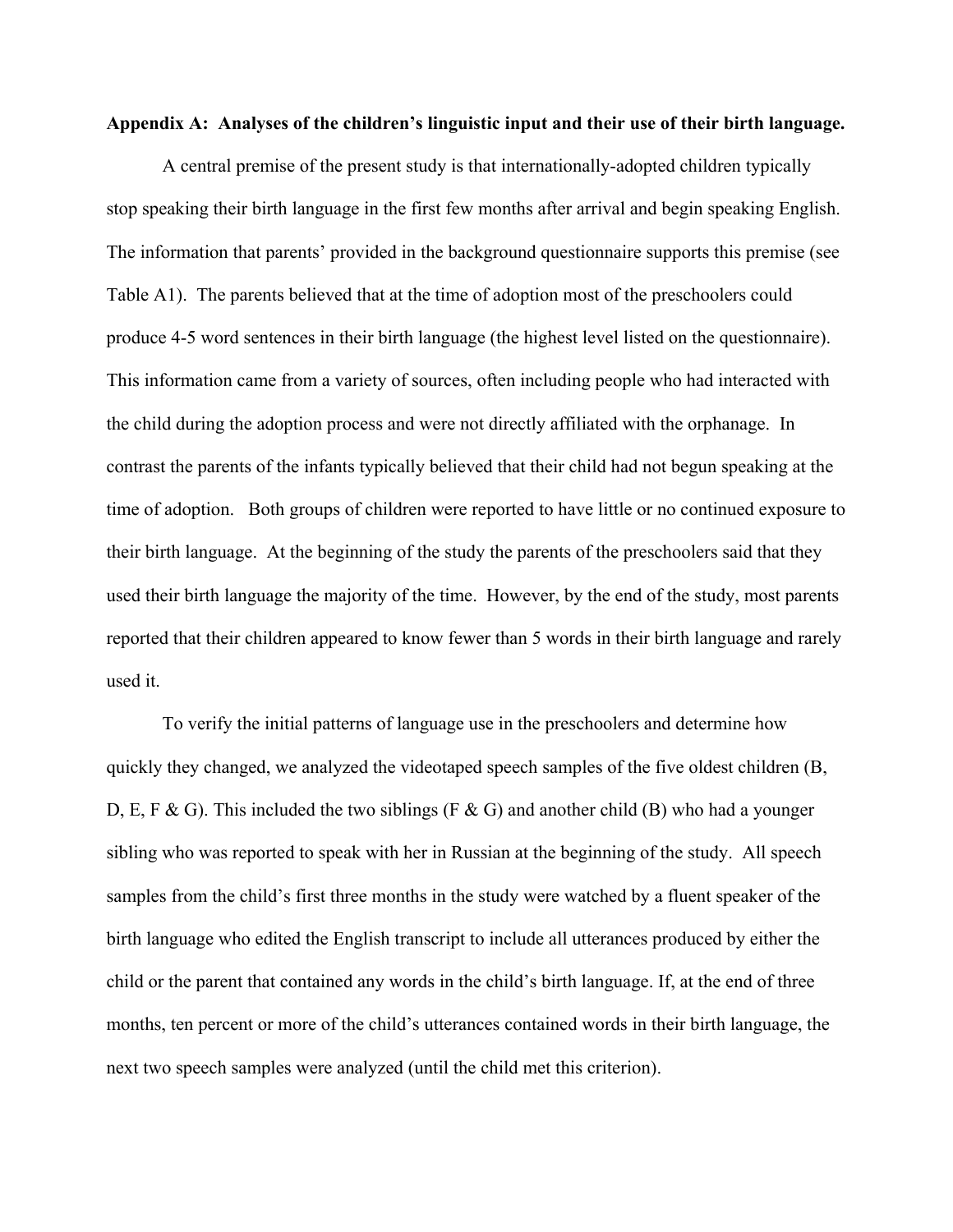**Appendix A: Analyses of the children's linguistic input and their use of their birth language.**

A central premise of the present study is that internationally-adopted children typically stop speaking their birth language in the first few months after arrival and begin speaking English. The information that parents' provided in the background questionnaire supports this premise (see Table A1). The parents believed that at the time of adoption most of the preschoolers could produce 4-5 word sentences in their birth language (the highest level listed on the questionnaire). This information came from a variety of sources, often including people who had interacted with the child during the adoption process and were not directly affiliated with the orphanage. In contrast the parents of the infants typically believed that their child had not begun speaking at the time of adoption. Both groups of children were reported to have little or no continued exposure to their birth language. At the beginning of the study the parents of the preschoolers said that they used their birth language the majority of the time. However, by the end of the study, most parents reported that their children appeared to know fewer than 5 words in their birth language and rarely used it.

To verify the initial patterns of language use in the preschoolers and determine how quickly they changed, we analyzed the videotaped speech samples of the five oldest children (B, D, E, F & G). This included the two siblings (F & G) and another child (B) who had a younger sibling who was reported to speak with her in Russian at the beginning of the study. All speech samples from the child's first three months in the study were watched by a fluent speaker of the birth language who edited the English transcript to include all utterances produced by either the child or the parent that contained any words in the child's birth language. If, at the end of three months, ten percent or more of the child's utterances contained words in their birth language, the next two speech samples were analyzed (until the child met this criterion).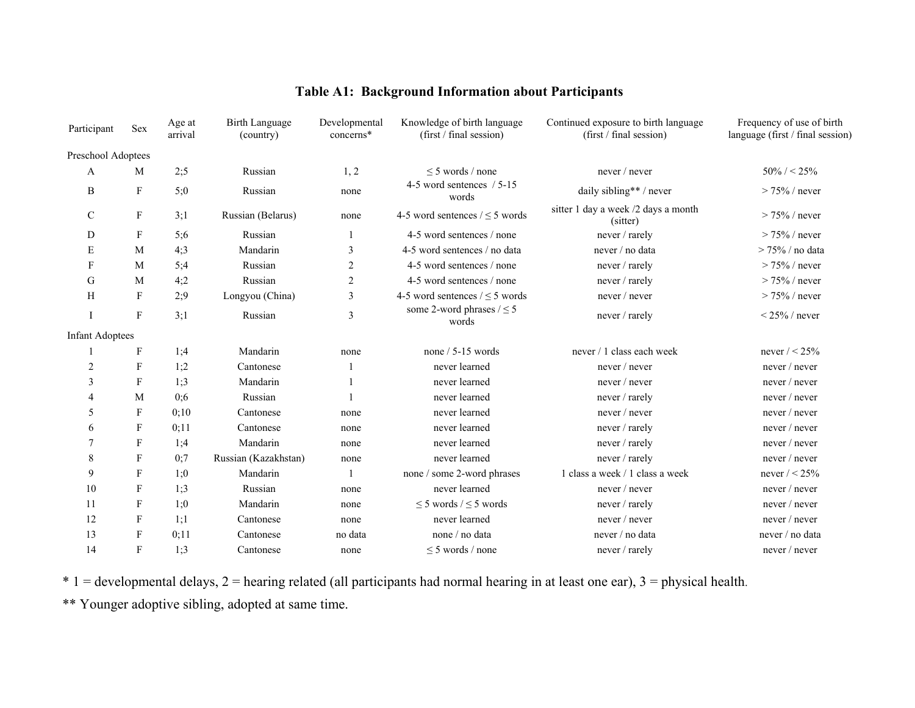# Table A1: Background Information about Participants

| Participant | Sex | Age at arrival | Birth Language (country) | Developmental concerns* | Knowledge of birth language (first / final session) | Continued exposure to birth language (first / final session) | Frequency of use of birth language (first / final session) |
|---|---|---|---|---|---|---|---|
| Preschool Adoptees | | | | | | | |
| A | M | 2;5 | Russian | 1, 2 | ≤ 5 words / none | never / never | 50% / < 25% |
| B | F | 5;0 | Russian | none | 4-5 word sentences / 5-15 words | daily sibling** / never | > 75% / never |
| C | F | 3;1 | Russian (Belarus) | none | 4-5 word sentences / ≤ 5 words | sitter 1 day a week /2 days a month (sitter) | > 75% / never |
| D | F | 5;6 | Russian | 1 | 4-5 word sentences / none | never / rarely | > 75% / never |
| E | M | 4;3 | Mandarin | 3 | 4-5 word sentences / no data | never / no data | > 75% / no data |
| F | M | 5;4 | Russian | 2 | 4-5 word sentences / none | never / rarely | > 75% / never |
| G | M | 4;2 | Russian | 2 | 4-5 word sentences / none | never / rarely | > 75% / never |
| H | F | 2;9 | Longyou (China) | 3 | 4-5 word sentences / ≤ 5 words | never / never | > 75% / never |
| I | F | 3;1 | Russian | 3 | some 2-word phrases / ≤ 5 words | never / rarely | < 25% / never |
| Infant Adoptees | | | | | | | |
| 1 | F | 1;4 | Mandarin | none | none / 5-15 words | never / 1 class each week | never / < 25% |
| 2 | F | 1;2 | Cantonese | 1 | never learned | never / never | never / never |
| 3 | F | 1;3 | Mandarin | 1 | never learned | never / never | never / never |
| 4 | M | 0;6 | Russian | 1 | never learned | never / rarely | never / never |
| 5 | F | 0;10 | Cantonese | none | never learned | never / never | never / never |
| 6 | F | 0;11 | Cantonese | none | never learned | never / rarely | never / never |
| 7 | F | 1;4 | Mandarin | none | never learned | never / rarely | never / never |
| 8 | F | 0;7 | Russian (Kazakhstan) | none | never learned | never / rarely | never / never |
| 9 | F | 1;0 | Mandarin | 1 | none / some 2-word phrases | 1 class a week / 1 class a week | never / < 25% |
| 10 | F | 1;3 | Russian | none | never learned | never / never | never / never |
| 11 | F | 1;0 | Mandarin | none | ≤ 5 words / ≤ 5 words | never / rarely | never / never |
| 12 | F | 1;1 | Cantonese | none | never learned | never / never | never / never |
| 13 | F | 0;11 | Cantonese | no data | none / no data | never / no data | never / no data |
| 14 | F | 1;3 | Cantonese | none | ≤ 5 words / none | never / rarely | never / never |

* 1 = developmental delays, 2 = hearing related (all participants had normal hearing in at least one ear), 3 = physical health.

** Younger adoptive sibling, adopted at same time.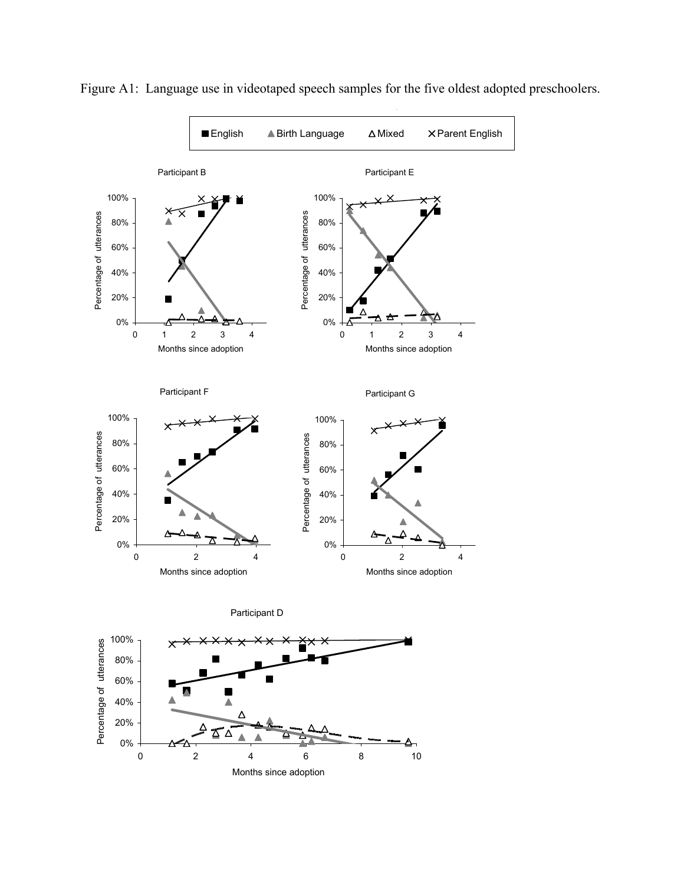Figure A1: Language use in videotaped speech samples for the five oldest adopted preschoolers.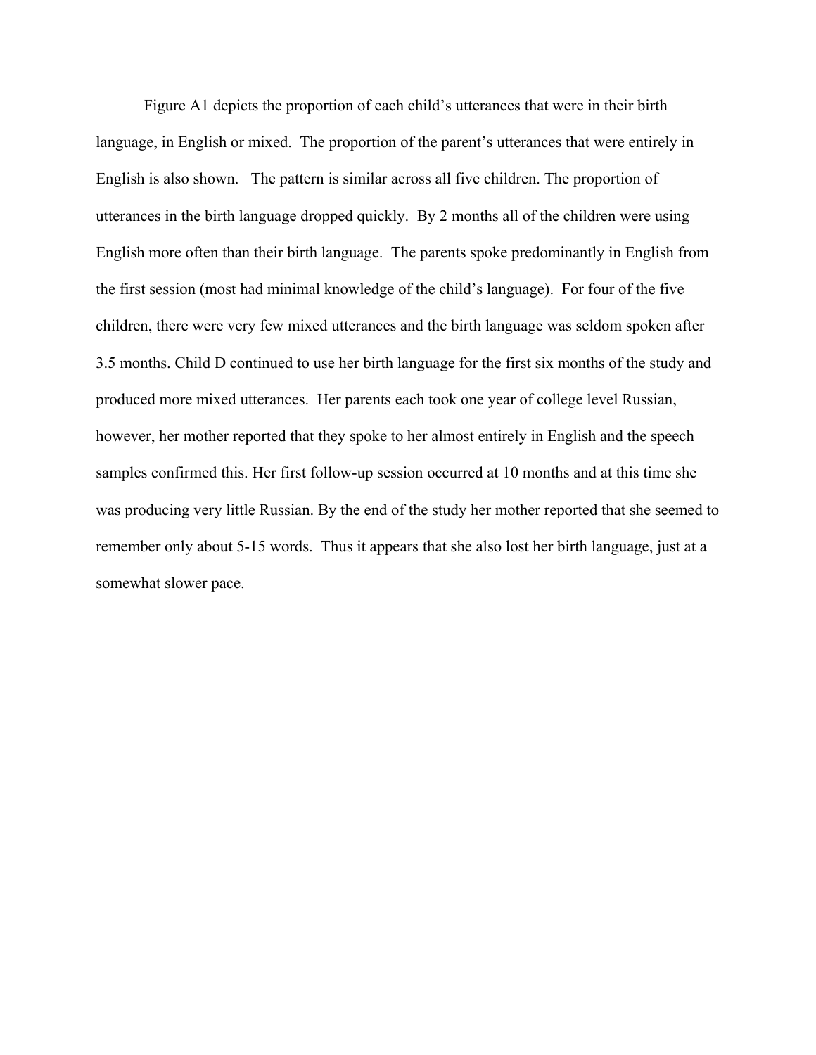Figure A1 depicts the proportion of each child's utterances that were in their birth language, in English or mixed. The proportion of the parent's utterances that were entirely in English is also shown. The pattern is similar across all five children. The proportion of utterances in the birth language dropped quickly. By 2 months all of the children were using English more often than their birth language. The parents spoke predominantly in English from the first session (most had minimal knowledge of the child's language). For four of the five children, there were very few mixed utterances and the birth language was seldom spoken after 3.5 months. Child D continued to use her birth language for the first six months of the study and produced more mixed utterances. Her parents each took one year of college level Russian, however, her mother reported that they spoke to her almost entirely in English and the speech samples confirmed this. Her first follow-up session occurred at 10 months and at this time she was producing very little Russian. By the end of the study her mother reported that she seemed to remember only about 5-15 words. Thus it appears that she also lost her birth language, just at a somewhat slower pace.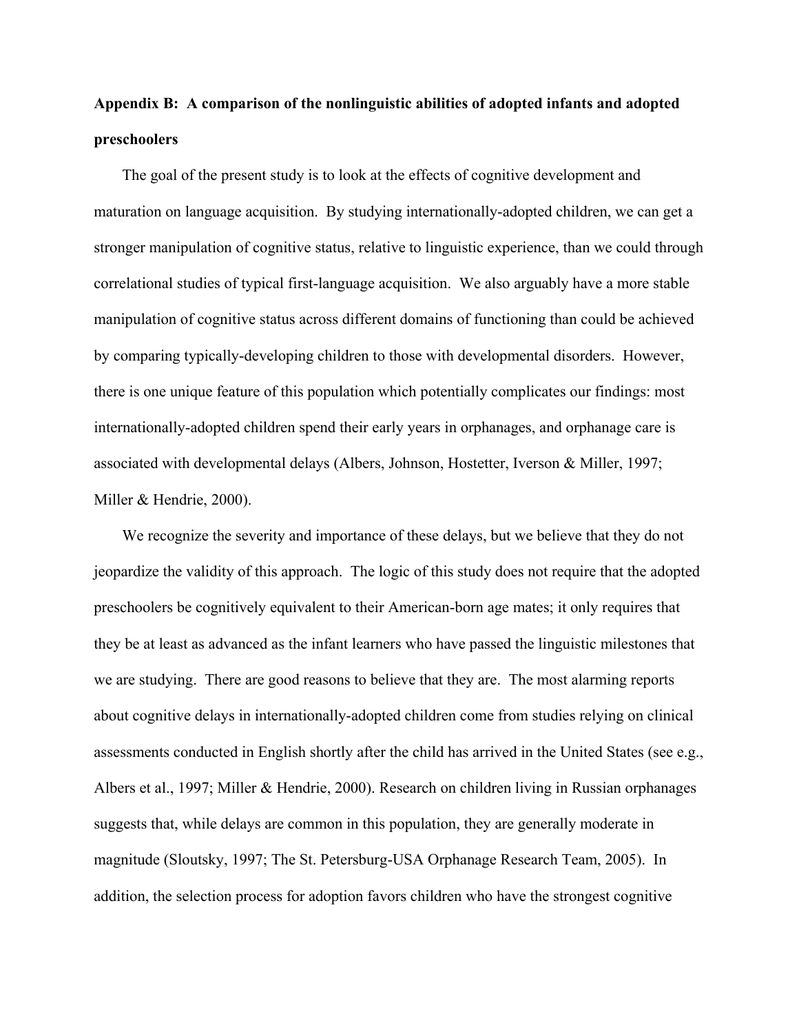**Appendix B: A comparison of the nonlinguistic abilities of adopted infants and adopted preschoolers**

The goal of the present study is to look at the effects of cognitive development and maturation on language acquisition. By studying internationally-adopted children, we can get a stronger manipulation of cognitive status, relative to linguistic experience, than we could through correlational studies of typical first-language acquisition. We also arguably have a more stable manipulation of cognitive status across different domains of functioning than could be achieved by comparing typically-developing children to those with developmental disorders. However, there is one unique feature of this population which potentially complicates our findings: most internationally-adopted children spend their early years in orphanages, and orphanage care is associated with developmental delays (Albers, Johnson, Hostetter, Iverson & Miller, 1997; Miller & Hendrie, 2000).

We recognize the severity and importance of these delays, but we believe that they do not jeopardize the validity of this approach. The logic of this study does not require that the adopted preschoolers be cognitively equivalent to their American-born age mates; it only requires that they be at least as advanced as the infant learners who have passed the linguistic milestones that we are studying. There are good reasons to believe that they are. The most alarming reports about cognitive delays in internationally-adopted children come from studies relying on clinical assessments conducted in English shortly after the child has arrived in the United States (see e.g., Albers et al., 1997; Miller & Hendrie, 2000). Research on children living in Russian orphanages suggests that, while delays are common in this population, they are generally moderate in magnitude (Sloutsky, 1997; The St. Petersburg-USA Orphanage Research Team, 2005). In addition, the selection process for adoption favors children who have the strongest cognitive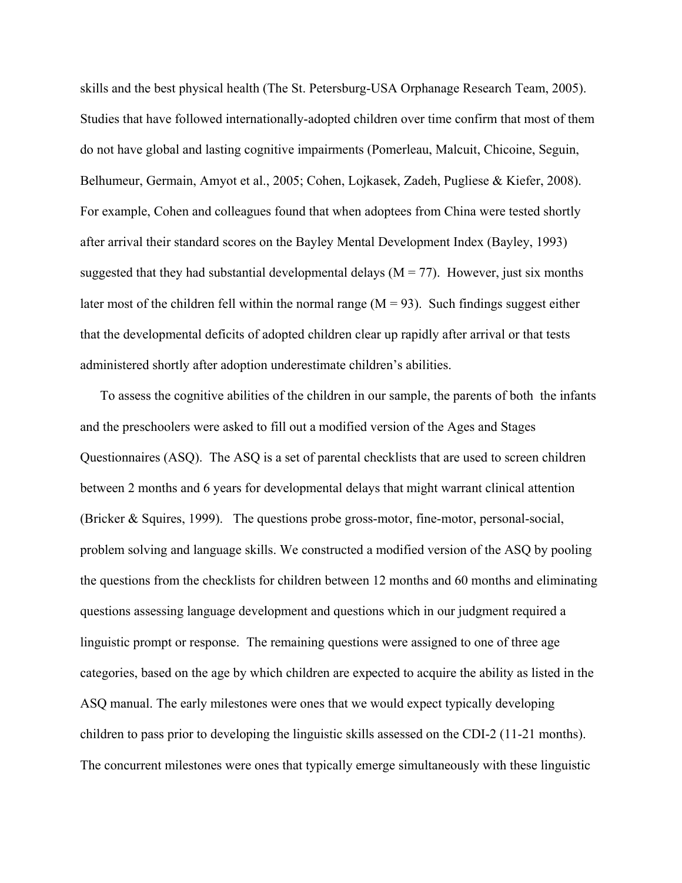skills and the best physical health (The St. Petersburg-USA Orphanage Research Team, 2005). Studies that have followed internationally-adopted children over time confirm that most of them do not have global and lasting cognitive impairments (Pomerleau, Malcuit, Chicoine, Seguin, Belhumeur, Germain, Amyot et al., 2005; Cohen, Lojkasek, Zadeh, Pugliese & Kiefer, 2008). For example, Cohen and colleagues found that when adoptees from China were tested shortly after arrival their standard scores on the Bayley Mental Development Index (Bayley, 1993) suggested that they had substantial developmental delays (M = 77). However, just six months later most of the children fell within the normal range (M = 93). Such findings suggest either that the developmental deficits of adopted children clear up rapidly after arrival or that tests administered shortly after adoption underestimate children's abilities.

To assess the cognitive abilities of the children in our sample, the parents of both the infants and the preschoolers were asked to fill out a modified version of the Ages and Stages Questionnaires (ASQ). The ASQ is a set of parental checklists that are used to screen children between 2 months and 6 years for developmental delays that might warrant clinical attention (Bricker & Squires, 1999). The questions probe gross-motor, fine-motor, personal-social, problem solving and language skills. We constructed a modified version of the ASQ by pooling the questions from the checklists for children between 12 months and 60 months and eliminating questions assessing language development and questions which in our judgment required a linguistic prompt or response. The remaining questions were assigned to one of three age categories, based on the age by which children are expected to acquire the ability as listed in the ASQ manual. The early milestones were ones that we would expect typically developing children to pass prior to developing the linguistic skills assessed on the CDI-2 (11-21 months). The concurrent milestones were ones that typically emerge simultaneously with these linguistic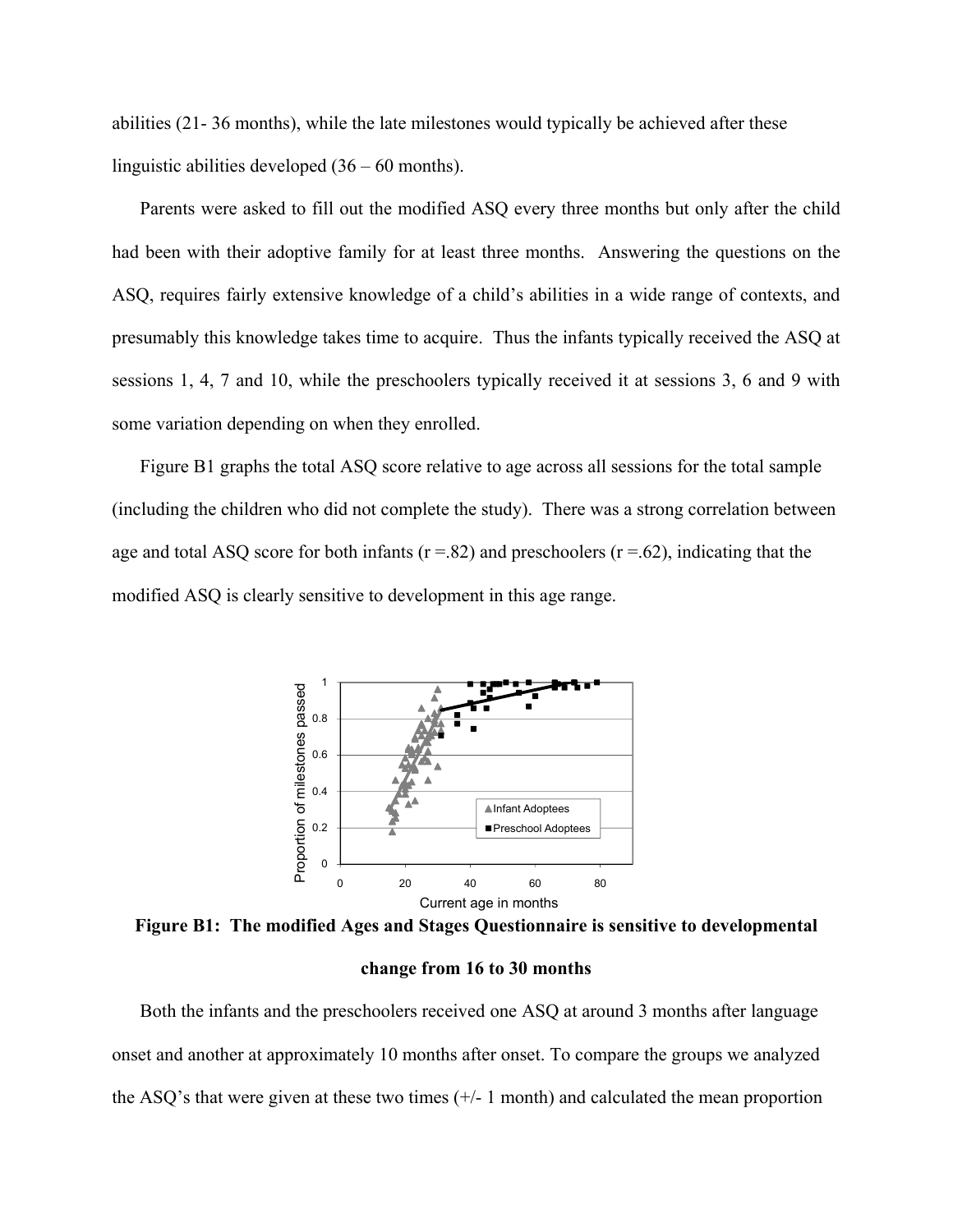abilities (21- 36 months), while the late milestones would typically be achieved after these linguistic abilities developed (36 – 60 months).

Parents were asked to fill out the modified ASQ every three months but only after the child had been with their adoptive family for at least three months. Answering the questions on the ASQ, requires fairly extensive knowledge of a child's abilities in a wide range of contexts, and presumably this knowledge takes time to acquire. Thus the infants typically received the ASQ at sessions 1, 4, 7 and 10, while the preschoolers typically received it at sessions 3, 6 and 9 with some variation depending on when they enrolled.

Figure B1 graphs the total ASQ score relative to age across all sessions for the total sample (including the children who did not complete the study). There was a strong correlation between age and total ASQ score for both infants ($r = .82$) and preschoolers ($r = .62$), indicating that the modified ASQ is clearly sensitive to development in this age range.

**Figure B1: The modified Ages and Stages Questionnaire is sensitive to developmental change from 16 to 30 months**

Both the infants and the preschoolers received one ASQ at around 3 months after language onset and another at approximately 10 months after onset. To compare the groups we analyzed the ASQ's that were given at these two times (+/- 1 month) and calculated the mean proportion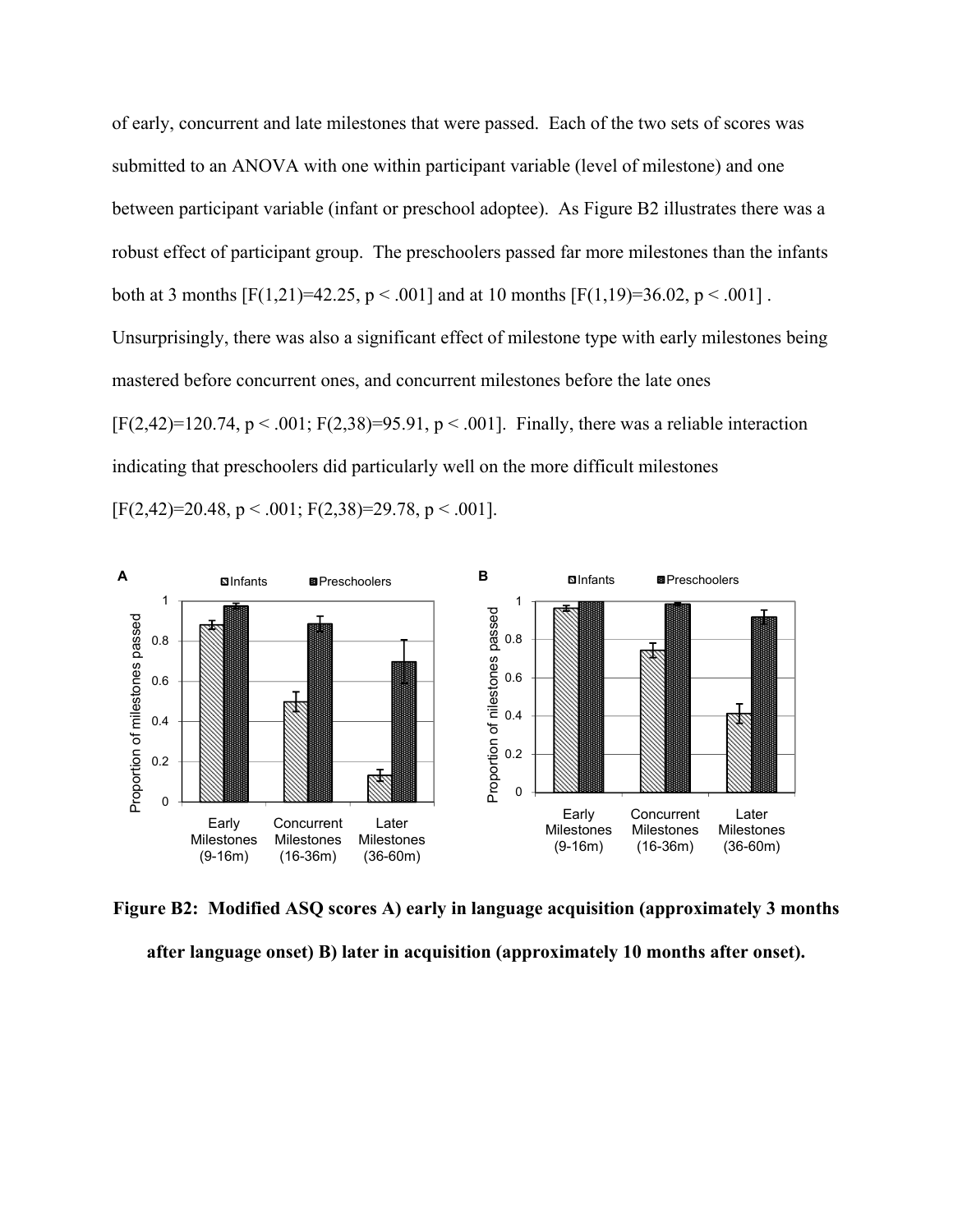of early, concurrent and late milestones that were passed. Each of the two sets of scores was submitted to an ANOVA with one within participant variable (level of milestone) and one between participant variable (infant or preschool adoptee). As Figure B2 illustrates there was a robust effect of participant group. The preschoolers passed far more milestones than the infants both at 3 months [$F(1,21)=42.25$, $p < .001$] and at 10 months [$F(1,19)=36.02$, $p < .001$] . Unsurprisingly, there was also a significant effect of milestone type with early milestones being mastered before concurrent ones, and concurrent milestones before the late ones [$F(2,42)=120.74$, $p < .001$; $F(2,38)=95.91$, $p < .001$]. Finally, there was a reliable interaction indicating that preschoolers did particularly well on the more difficult milestones [$F(2,42)=20.48$, $p < .001$; $F(2,38)=29.78$, $p < .001$].

**Figure B2: Modified ASQ scores A) early in language acquisition (approximately 3 months after language onset) B) later in acquisition (approximately 10 months after onset).**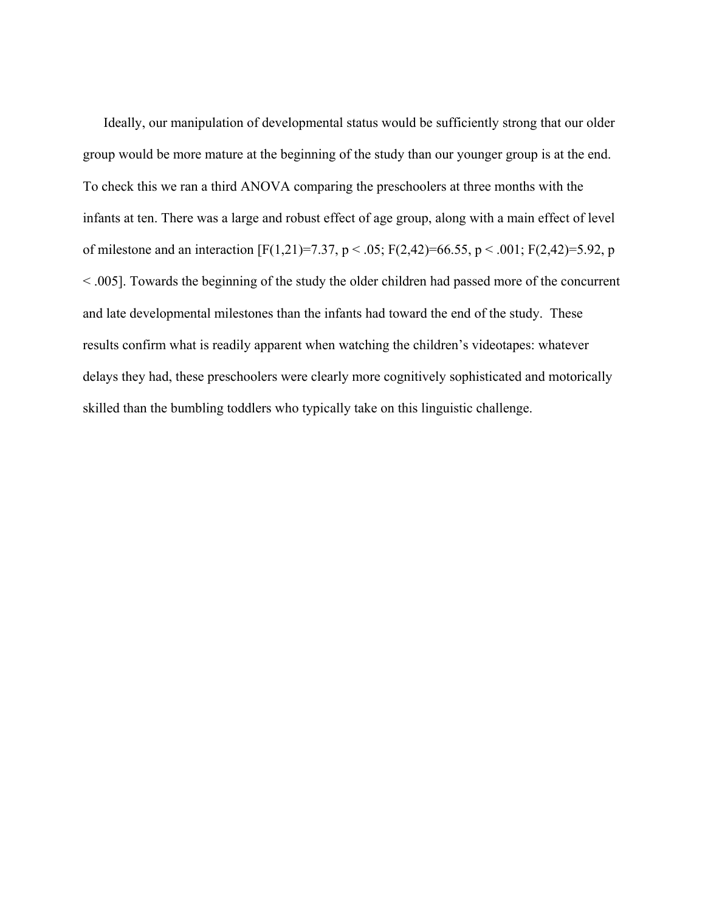Ideally, our manipulation of developmental status would be sufficiently strong that our older group would be more mature at the beginning of the study than our younger group is at the end. To check this we ran a third ANOVA comparing the preschoolers at three months with the infants at ten. There was a large and robust effect of age group, along with a main effect of level of milestone and an interaction [$F(1,21)=7.37$, $p < .05$; $F(2,42)=66.55$, $p < .001$; $F(2,42)=5.92$, $p < .005$]. Towards the beginning of the study the older children had passed more of the concurrent and late developmental milestones than the infants had toward the end of the study. These results confirm what is readily apparent when watching the children's videotapes: whatever delays they had, these preschoolers were clearly more cognitively sophisticated and motorically skilled than the bumbling toddlers who typically take on this linguistic challenge.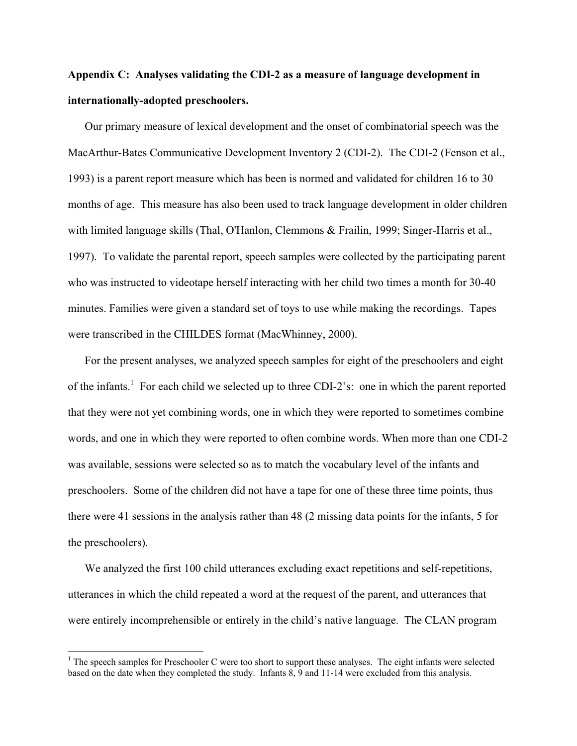**Appendix C: Analyses validating the CDI-2 as a measure of language development in internationally-adopted preschoolers.**

Our primary measure of lexical development and the onset of combinatorial speech was the MacArthur-Bates Communicative Development Inventory 2 (CDI-2). The CDI-2 (Fenson et al., 1993) is a parent report measure which has been is normed and validated for children 16 to 30 months of age. This measure has also been used to track language development in older children with limited language skills (Thal, O'Hanlon, Clemmons & Frailin, 1999; Singer-Harris et al., 1997). To validate the parental report, speech samples were collected by the participating parent who was instructed to videotape herself interacting with her child two times a month for 30-40 minutes. Families were given a standard set of toys to use while making the recordings. Tapes were transcribed in the CHILDES format (MacWhinney, 2000).

For the present analyses, we analyzed speech samples for eight of the preschoolers and eight of the infants.[1] For each child we selected up to three CDI-2's: one in which the parent reported that they were not yet combining words, one in which they were reported to sometimes combine words, and one in which they were reported to often combine words. When more than one CDI-2 was available, sessions were selected so as to match the vocabulary level of the infants and preschoolers. Some of the children did not have a tape for one of these three time points, thus there were 41 sessions in the analysis rather than 48 (2 missing data points for the infants, 5 for the preschoolers).

We analyzed the first 100 child utterances excluding exact repetitions and self-repetitions, utterances in which the child repeated a word at the request of the parent, and utterances that were entirely incomprehensible or entirely in the child's native language. The CLAN program

[1] The speech samples for Preschooler C were too short to support these analyses. The eight infants were selected based on the date when they completed the study. Infants 8, 9 and 11-14 were excluded from this analysis.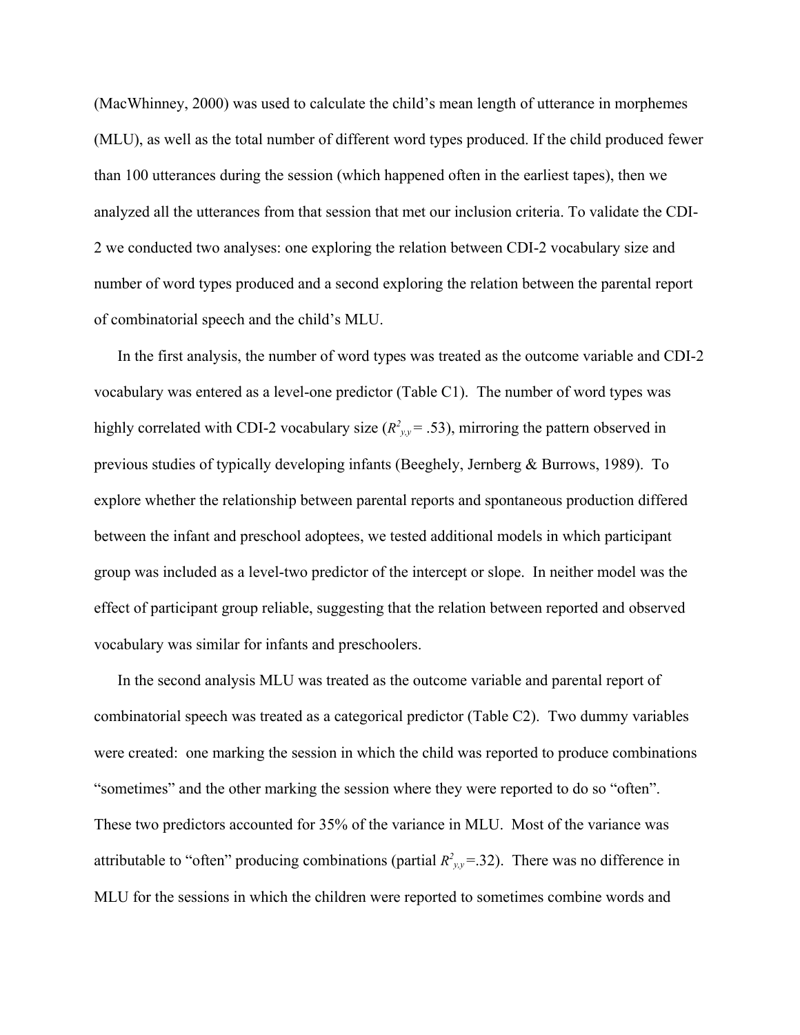(MacWhinney, 2000) was used to calculate the child's mean length of utterance in morphemes (MLU), as well as the total number of different word types produced. If the child produced fewer than 100 utterances during the session (which happened often in the earliest tapes), then we analyzed all the utterances from that session that met our inclusion criteria. To validate the CDI-2 we conducted two analyses: one exploring the relation between CDI-2 vocabulary size and number of word types produced and a second exploring the relation between the parental report of combinatorial speech and the child's MLU.

In the first analysis, the number of word types was treated as the outcome variable and CDI-2 vocabulary was entered as a level-one predictor (Table C1). The number of word types was highly correlated with CDI-2 vocabulary size ($R^2_{y,y}$ = .53), mirroring the pattern observed in previous studies of typically developing infants (Beeghely, Jernberg & Burrows, 1989). To explore whether the relationship between parental reports and spontaneous production differed between the infant and preschool adoptees, we tested additional models in which participant group was included as a level-two predictor of the intercept or slope. In neither model was the effect of participant group reliable, suggesting that the relation between reported and observed vocabulary was similar for infants and preschoolers.

In the second analysis MLU was treated as the outcome variable and parental report of combinatorial speech was treated as a categorical predictor (Table C2). Two dummy variables were created: one marking the session in which the child was reported to produce combinations "sometimes" and the other marking the session where they were reported to do so "often". These two predictors accounted for 35% of the variance in MLU. Most of the variance was attributable to "often" producing combinations (partial $R^2_{y,y}$=.32). There was no difference in MLU for the sessions in which the children were reported to sometimes combine words and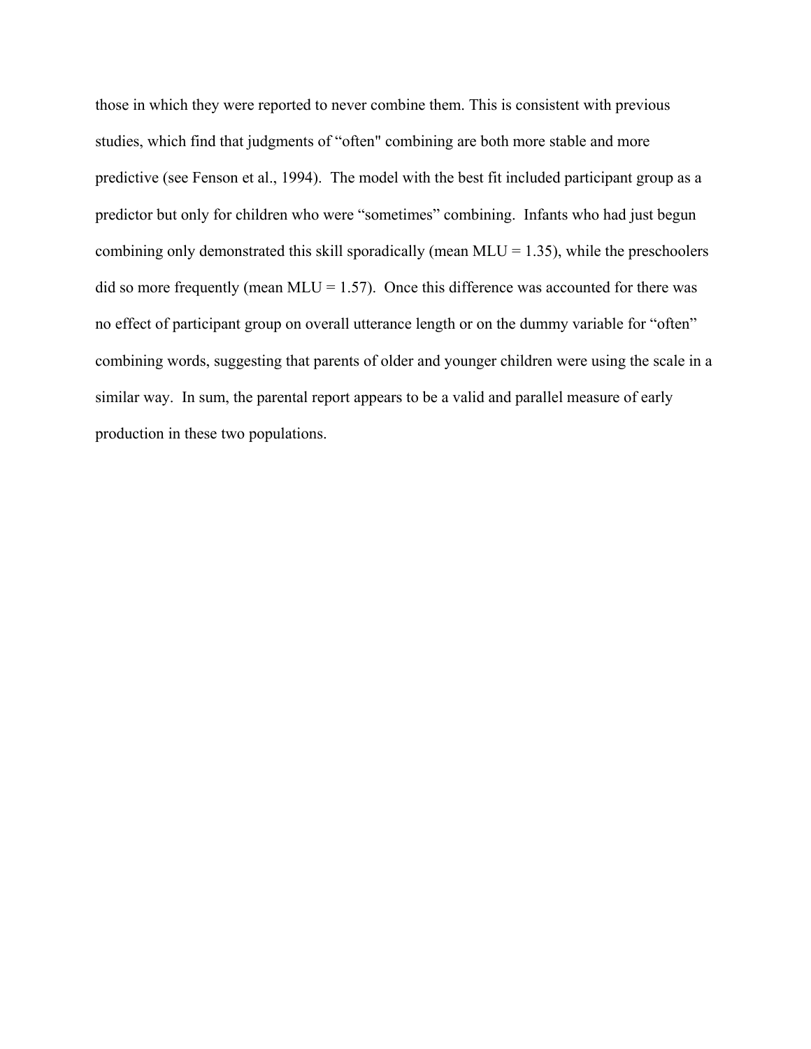those in which they were reported to never combine them. This is consistent with previous studies, which find that judgments of “often" combining are both more stable and more predictive (see Fenson et al., 1994).  The model with the best fit included participant group as a predictor but only for children who were “sometimes” combining.  Infants who had just begun combining only demonstrated this skill sporadically (mean MLU = 1.35), while the preschoolers did so more frequently (mean MLU = 1.57).  Once this difference was accounted for there was no effect of participant group on overall utterance length or on the dummy variable for “often” combining words, suggesting that parents of older and younger children were using the scale in a similar way.  In sum, the parental report appears to be a valid and parallel measure of early production in these two populations.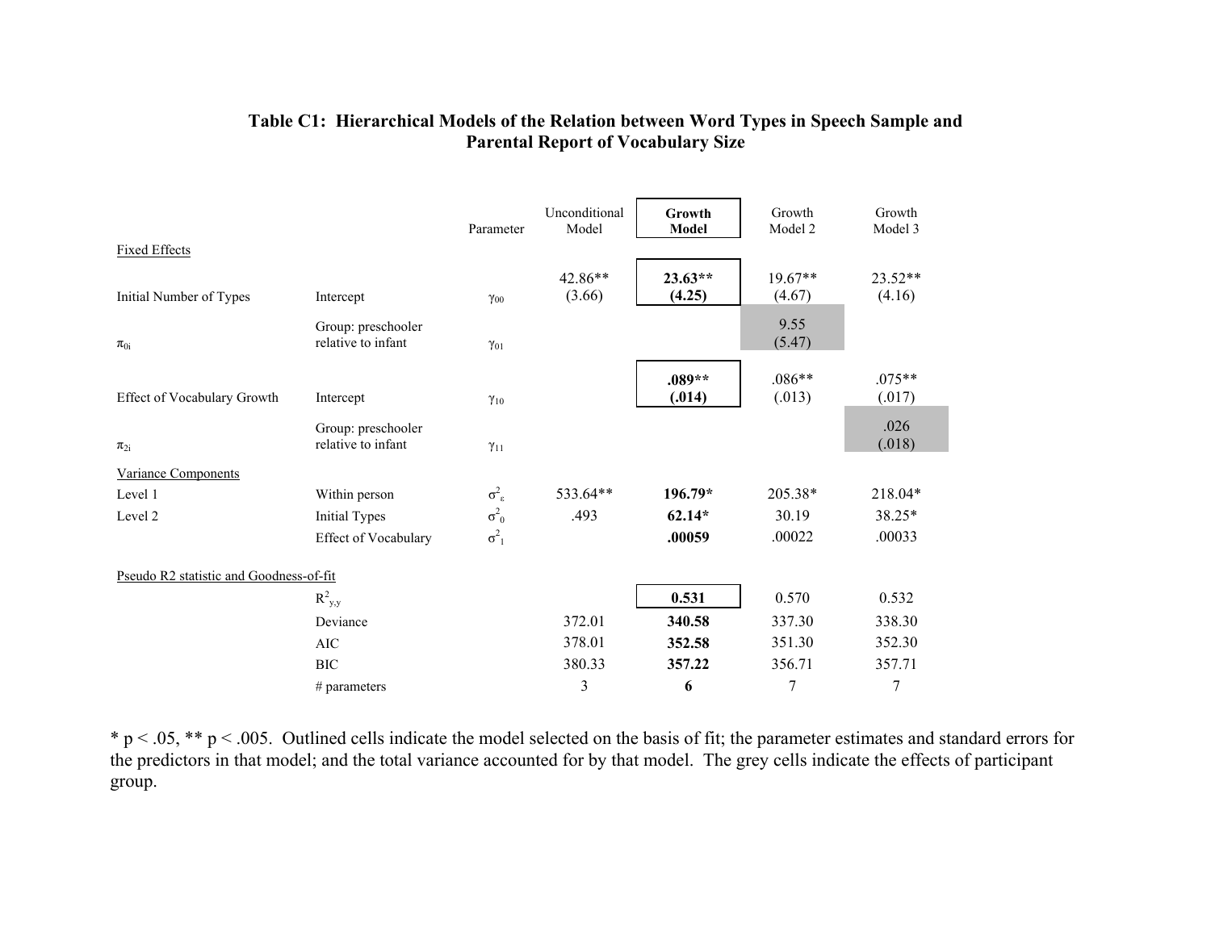### Table C1: Hierarchical Models of the Relation between Word Types in Speech Sample and Parental Report of Vocabulary Size

| | | Parameter | Unconditional Model | **Growth Model** | Growth Model 2 | Growth Model 3 |
|---|---|---|---|---|---|---|
| Fixed Effects | | | | | | |
| Initial Number of Types | Intercept | $\gamma_{00}$ | 42.86** (3.66) | **23.63** (4.25)** | 19.67** (4.67) | 23.52** (4.16) |
| $\pi_{0i}$ | Group: preschooler relative to infant | $\gamma_{01}$ | | | 9.55 (5.47) | |
| Effect of Vocabulary Growth | Intercept | $\gamma_{10}$ | | **.089** (.014)** | .086** (.013) | .075** (.017) |
| $\pi_{2i}$ | Group: preschooler relative to infant | $\gamma_{11}$ | | | | .026 (.018) |
| Variance Components | | | | | | |
| Level 1 | Within person | $\sigma^2_\varepsilon$ | 533.64** | **196.79*** | 205.38* | 218.04* |
| Level 2 | Initial Types | $\sigma^2_0$ | .493 | **62.14*** | 30.19 | 38.25* |
| | Effect of Vocabulary | $\sigma^2_1$ | | **.00059** | .00022 | .00033 |
| Pseudo R2 statistic and Goodness-of-fit | | | | | | |
| | $R^2_{y,y}$ | | | **0.531** | 0.570 | 0.532 |
| | Deviance | | 372.01 | **340.58** | 337.30 | 338.30 |
| | AIC | | 378.01 | **352.58** | 351.30 | 352.30 |
| | BIC | | 380.33 | **357.22** | 356.71 | 357.71 |
| | # parameters | | 3 | **6** | 7 | 7 |

* $p < .05$, ** $p < .005$. Outlined cells indicate the model selected on the basis of fit; the parameter estimates and standard errors for the predictors in that model; and the total variance accounted for by that model. The grey cells indicate the effects of participant group.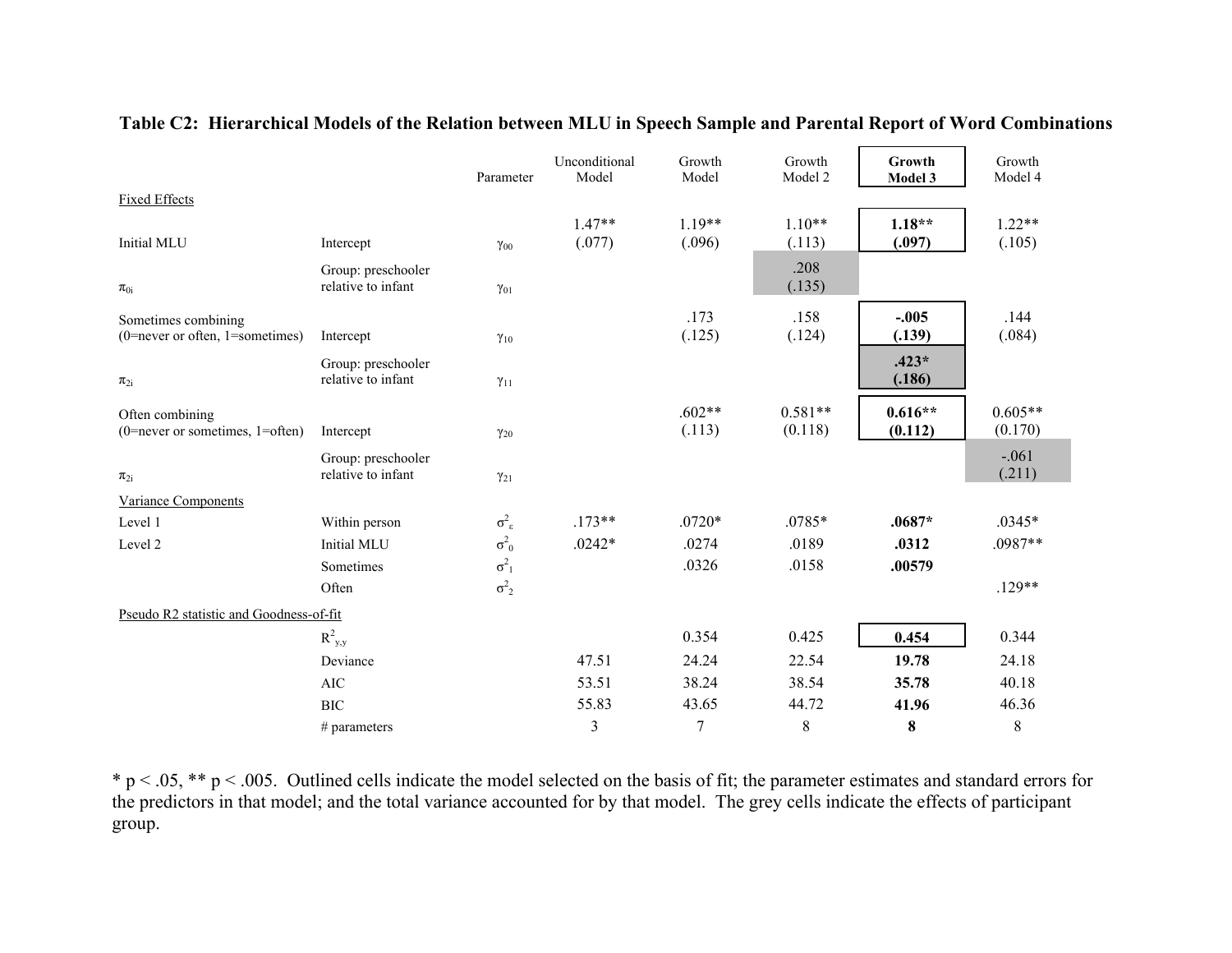**Table C2: Hierarchical Models of the Relation between MLU in Speech Sample and Parental Report of Word Combinations**

| | | Parameter | Unconditional Model | Growth Model | Growth Model 2 | **Growth Model 3** | Growth Model 4 |
|---|---|---|---|---|---|---|---|
| Fixed Effects | | | | | | | |
| Initial MLU | Intercept | $\gamma_{00}$ | 1.47** (.077) | 1.19** (.096) | 1.10** (.113) | **1.18** (.097)** | 1.22** (.105) |
| $\pi_{0i}$ | Group: preschooler relative to infant | $\gamma_{01}$ | | | .208 (.135) | | |
| Sometimes combining (0=never or often, 1=sometimes) | Intercept | $\gamma_{10}$ | | .173 (.125) | .158 (.124) | **-.005 (.139)** | .144 (.084) |
| $\pi_{2i}$ | Group: preschooler relative to infant | $\gamma_{11}$ | | | | **.423* (.186)** | |
| Often combining (0=never or sometimes, 1=often) | Intercept | $\gamma_{20}$ | | .602** (.113) | 0.581** (0.118) | **0.616** (0.112)** | 0.605** (0.170) |
| $\pi_{2i}$ | Group: preschooler relative to infant | $\gamma_{21}$ | | | | | -.061 (.211) |
| Variance Components | | | | | | | |
| Level 1 | Within person | $\sigma^2_\varepsilon$ | .173** | .0720* | .0785* | **.0687*** | .0345* |
| Level 2 | Initial MLU | $\sigma^2_0$ | .0242* | .0274 | .0189 | **.0312** | .0987** |
| | Sometimes | $\sigma^2_1$ | | .0326 | .0158 | **.00579** | |
| | Often | $\sigma^2_2$ | | | | | .129** |
| Pseudo R2 statistic and Goodness-of-fit | | | | | | | |
| | $R^2_{y,y}$ | | | 0.354 | 0.425 | **0.454** | 0.344 |
| | Deviance | | 47.51 | 24.24 | 22.54 | **19.78** | 24.18 |
| | AIC | | 53.51 | 38.24 | 38.54 | **35.78** | 40.18 |
| | BIC | | 55.83 | 43.65 | 44.72 | **41.96** | 46.36 |
| | # parameters | | 3 | 7 | 8 | **8** | 8 |

* p < .05, ** p < .005. Outlined cells indicate the model selected on the basis of fit; the parameter estimates and standard errors for the predictors in that model; and the total variance accounted for by that model. The grey cells indicate the effects of participant group.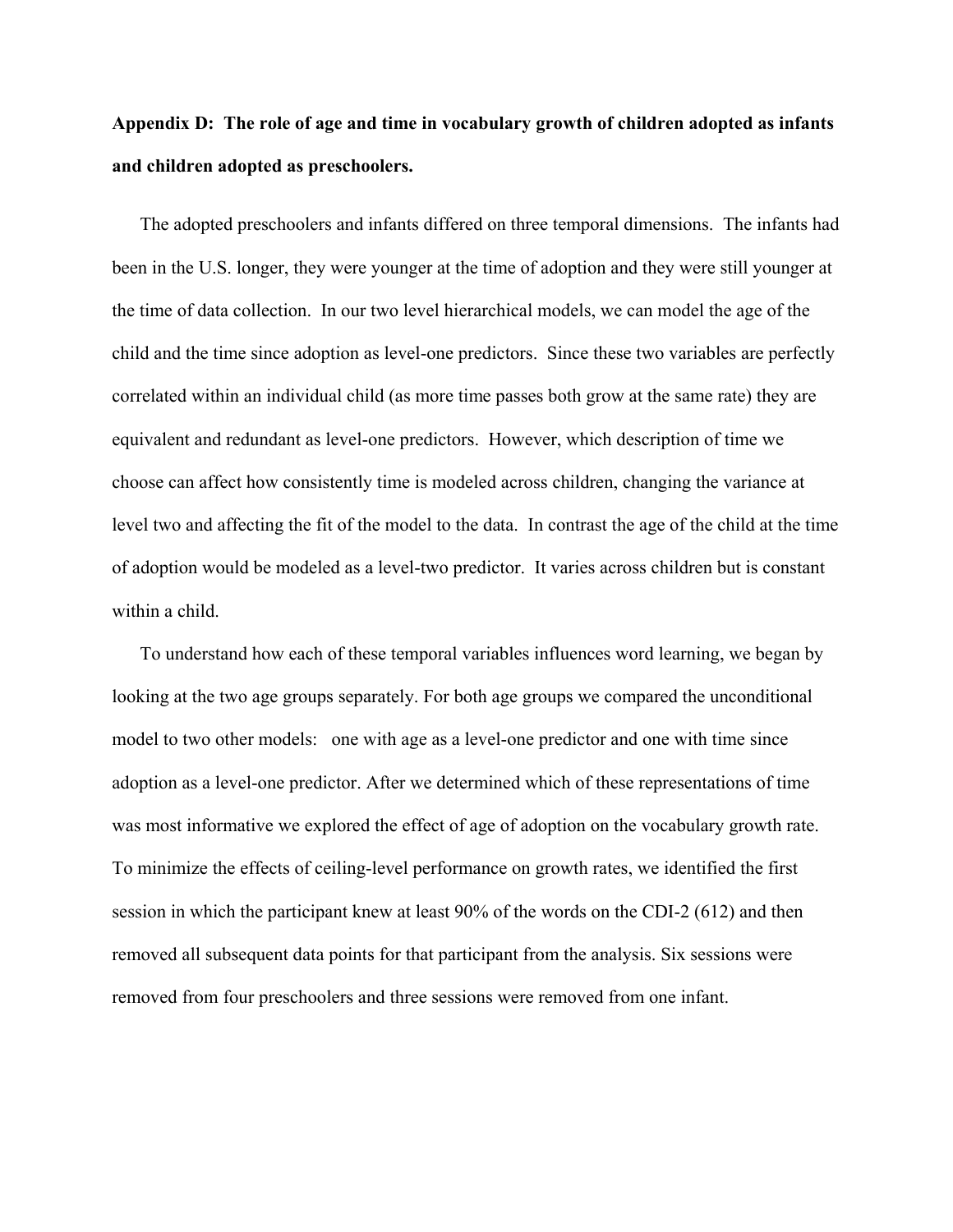**Appendix D: The role of age and time in vocabulary growth of children adopted as infants and children adopted as preschoolers.**

The adopted preschoolers and infants differed on three temporal dimensions. The infants had been in the U.S. longer, they were younger at the time of adoption and they were still younger at the time of data collection. In our two level hierarchical models, we can model the age of the child and the time since adoption as level-one predictors. Since these two variables are perfectly correlated within an individual child (as more time passes both grow at the same rate) they are equivalent and redundant as level-one predictors. However, which description of time we choose can affect how consistently time is modeled across children, changing the variance at level two and affecting the fit of the model to the data. In contrast the age of the child at the time of adoption would be modeled as a level-two predictor. It varies across children but is constant within a child.

To understand how each of these temporal variables influences word learning, we began by looking at the two age groups separately. For both age groups we compared the unconditional model to two other models: one with age as a level-one predictor and one with time since adoption as a level-one predictor. After we determined which of these representations of time was most informative we explored the effect of age of adoption on the vocabulary growth rate. To minimize the effects of ceiling-level performance on growth rates, we identified the first session in which the participant knew at least 90% of the words on the CDI-2 (612) and then removed all subsequent data points for that participant from the analysis. Six sessions were removed from four preschoolers and three sessions were removed from one infant.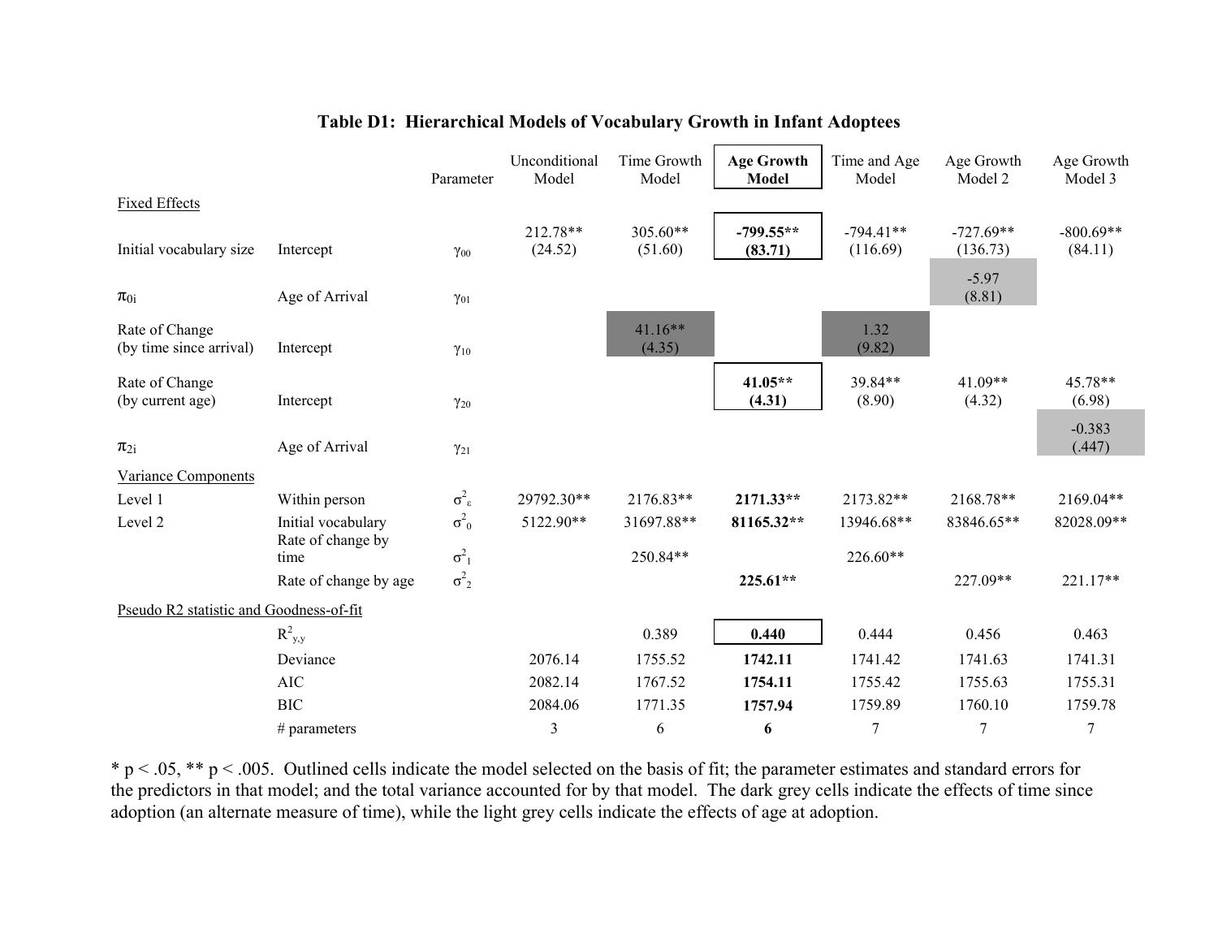### Table D1: Hierarchical Models of Vocabulary Growth in Infant Adoptees

| | | Parameter | Unconditional Model | Time Growth Model | **Age Growth Model** | Time and Age Model | Age Growth Model 2 | Age Growth Model 3 |
|---|---|---|---|---|---|---|---|---|
| Fixed Effects | | | | | | | | |
| Initial vocabulary size | Intercept | $\gamma_{00}$ | 212.78** (24.52) | 305.60** (51.60) | **-799.55\*\* (83.71)** | -794.41** (116.69) | -727.69** (136.73) | -800.69** (84.11) |
| $\pi_{0i}$ | Age of Arrival | $\gamma_{01}$ | | | | | -5.97 (8.81) | |
| Rate of Change (by time since arrival) | Intercept | $\gamma_{10}$ | | 41.16** (4.35) | | 1.32 (9.82) | | |
| Rate of Change (by current age) | Intercept | $\gamma_{20}$ | | | **41.05\*\* (4.31)** | 39.84** (8.90) | 41.09** (4.32) | 45.78** (6.98) |
| $\pi_{2i}$ | Age of Arrival | $\gamma_{21}$ | | | | | | -0.383 (.447) |
| Variance Components | | | | | | | | |
| Level 1 | Within person | $\sigma^2_\varepsilon$ | 29792.30** | 2176.83** | **2171.33\*\*** | 2173.82** | 2168.78** | 2169.04** |
| Level 2 | Initial vocabulary | $\sigma^2_0$ | 5122.90** | 31697.88** | **81165.32\*\*** | 13946.68** | 83846.65** | 82028.09** |
| | Rate of change by time | $\sigma^2_1$ | | 250.84** | | 226.60** | | |
| | Rate of change by age | $\sigma^2_2$ | | | **225.61\*\*** | | 227.09** | 221.17** |
| Pseudo R2 statistic and Goodness-of-fit | | | | | | | | |
| | $R^2_{y,\hat{y}}$ | | | 0.389 | **0.440** | 0.444 | 0.456 | 0.463 |
| | Deviance | | 2076.14 | 1755.52 | **1742.11** | 1741.42 | 1741.63 | 1741.31 |
| | AIC | | 2082.14 | 1767.52 | **1754.11** | 1755.42 | 1755.63 | 1755.31 |
| | BIC | | 2084.06 | 1771.35 | **1757.94** | 1759.89 | 1760.10 | 1759.78 |
| | # parameters | | 3 | 6 | **6** | 7 | 7 | 7 |

\* $p < .05$, ** $p < .005$. Outlined cells indicate the model selected on the basis of fit; the parameter estimates and standard errors for the predictors in that model; and the total variance accounted for by that model. The dark grey cells indicate the effects of time since adoption (an alternate measure of time), while the light grey cells indicate the effects of age at adoption.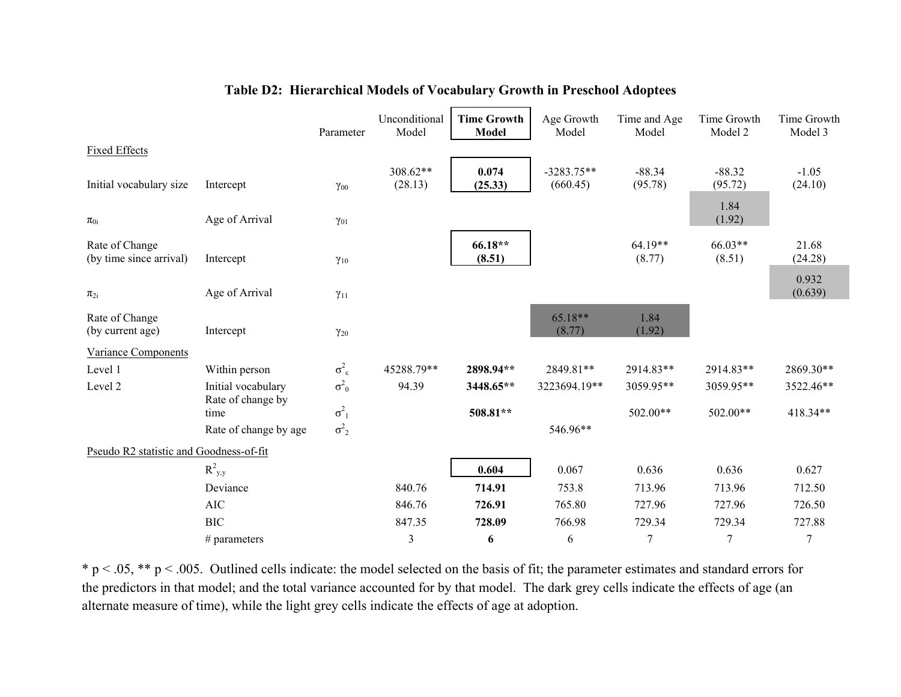**Table D2: Hierarchical Models of Vocabulary Growth in Preschool Adoptees**

| | | Parameter | Unconditional Model | **Time Growth Model** | Age Growth Model | Time and Age Model | Time Growth Model 2 | Time Growth Model 3 |
|---|---|---|---|---|---|---|---|---|
| Fixed Effects | | | | | | | | |
| Initial vocabulary size | Intercept | $\gamma_{00}$ | 308.62** (28.13) | **0.074 (25.33)** | -3283.75** (660.45) | -88.34 (95.78) | -88.32 (95.72) | -1.05 (24.10) |
| $\pi_{0i}$ | Age of Arrival | $\gamma_{01}$ | | | | | 1.84 (1.92) | |
| Rate of Change (by time since arrival) | Intercept | $\gamma_{10}$ | | **66.18** (8.51)** | | 64.19** (8.77) | 66.03** (8.51) | 21.68 (24.28) |
| $\pi_{2i}$ | Age of Arrival | $\gamma_{11}$ | | | | | | 0.932 (0.639) |
| Rate of Change (by current age) | Intercept | $\gamma_{20}$ | | | 65.18** (8.77) | 1.84 (1.92) | | |
| Variance Components | | | | | | | | |
| Level 1 | Within person | $\sigma^2_{\varepsilon}$ | 45288.79** | **2898.94**** | 2849.81** | 2914.83** | 2914.83** | 2869.30** |
| Level 2 | Initial vocabulary | $\sigma^2_0$ | 94.39 | **3448.65**** | 3223694.19** | 3059.95** | 3059.95** | 3522.46** |
| | Rate of change by time | $\sigma^2_1$ | | **508.81**** | | 502.00** | 502.00** | 418.34** |
| | Rate of change by age | $\sigma^2_2$ | | | 546.96** | | | |
| Pseudo R2 statistic and Goodness-of-fit | | | | | | | | |
| | $R^2_{y,y}$ | | | **0.604** | 0.067 | 0.636 | 0.636 | 0.627 |
| | Deviance | | 840.76 | **714.91** | 753.8 | 713.96 | 713.96 | 712.50 |
| | AIC | | 846.76 | **726.91** | 765.80 | 727.96 | 727.96 | 726.50 |
| | BIC | | 847.35 | **728.09** | 766.98 | 729.34 | 729.34 | 727.88 |
| | # parameters | | 3 | **6** | 6 | 7 | 7 | 7 |

* $p < .05$, ** $p < .005$. Outlined cells indicate: the model selected on the basis of fit; the parameter estimates and standard errors for the predictors in that model; and the total variance accounted for by that model. The dark grey cells indicate the effects of age (an alternate measure of time), while the light grey cells indicate the effects of age at adoption.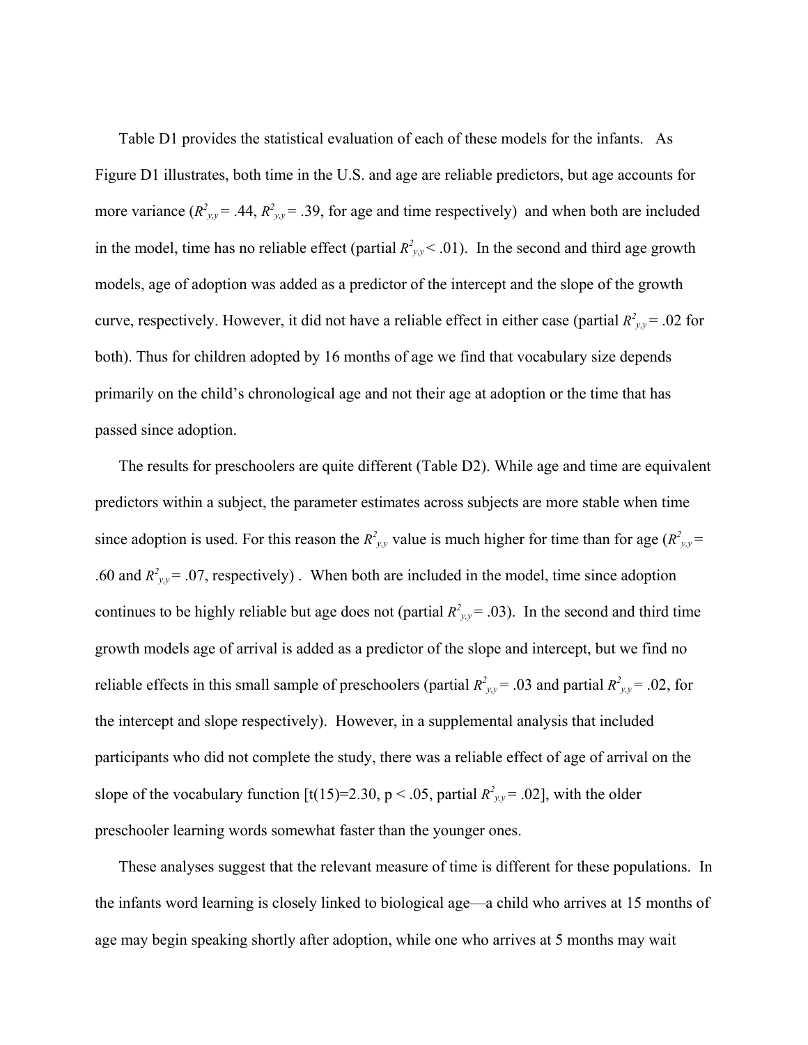Table D1 provides the statistical evaluation of each of these models for the infants. As Figure D1 illustrates, both time in the U.S. and age are reliable predictors, but age accounts for more variance ($R^2_{y,y}$ = .44, $R^2_{y,y}$ = .39, for age and time respectively) and when both are included in the model, time has no reliable effect (partial $R^2_{y,y}$ < .01). In the second and third age growth models, age of adoption was added as a predictor of the intercept and the slope of the growth curve, respectively. However, it did not have a reliable effect in either case (partial $R^2_{y,y}$ = .02 for both). Thus for children adopted by 16 months of age we find that vocabulary size depends primarily on the child's chronological age and not their age at adoption or the time that has passed since adoption.

The results for preschoolers are quite different (Table D2). While age and time are equivalent predictors within a subject, the parameter estimates across subjects are more stable when time since adoption is used. For this reason the $R^2_{y,y}$ value is much higher for time than for age ($R^2_{y,y}$ = .60 and $R^2_{y,y}$ = .07, respectively) . When both are included in the model, time since adoption continues to be highly reliable but age does not (partial $R^2_{y,y}$ = .03). In the second and third time growth models age of arrival is added as a predictor of the slope and intercept, but we find no reliable effects in this small sample of preschoolers (partial $R^2_{y,y}$ = .03 and partial $R^2_{y,y}$ = .02, for the intercept and slope respectively). However, in a supplemental analysis that included participants who did not complete the study, there was a reliable effect of age of arrival on the slope of the vocabulary function [$t(15)=2.30$, $p < .05$, partial $R^2_{y,y}$ = .02], with the older preschooler learning words somewhat faster than the younger ones.

These analyses suggest that the relevant measure of time is different for these populations. In the infants word learning is closely linked to biological age—a child who arrives at 15 months of age may begin speaking shortly after adoption, while one who arrives at 5 months may wait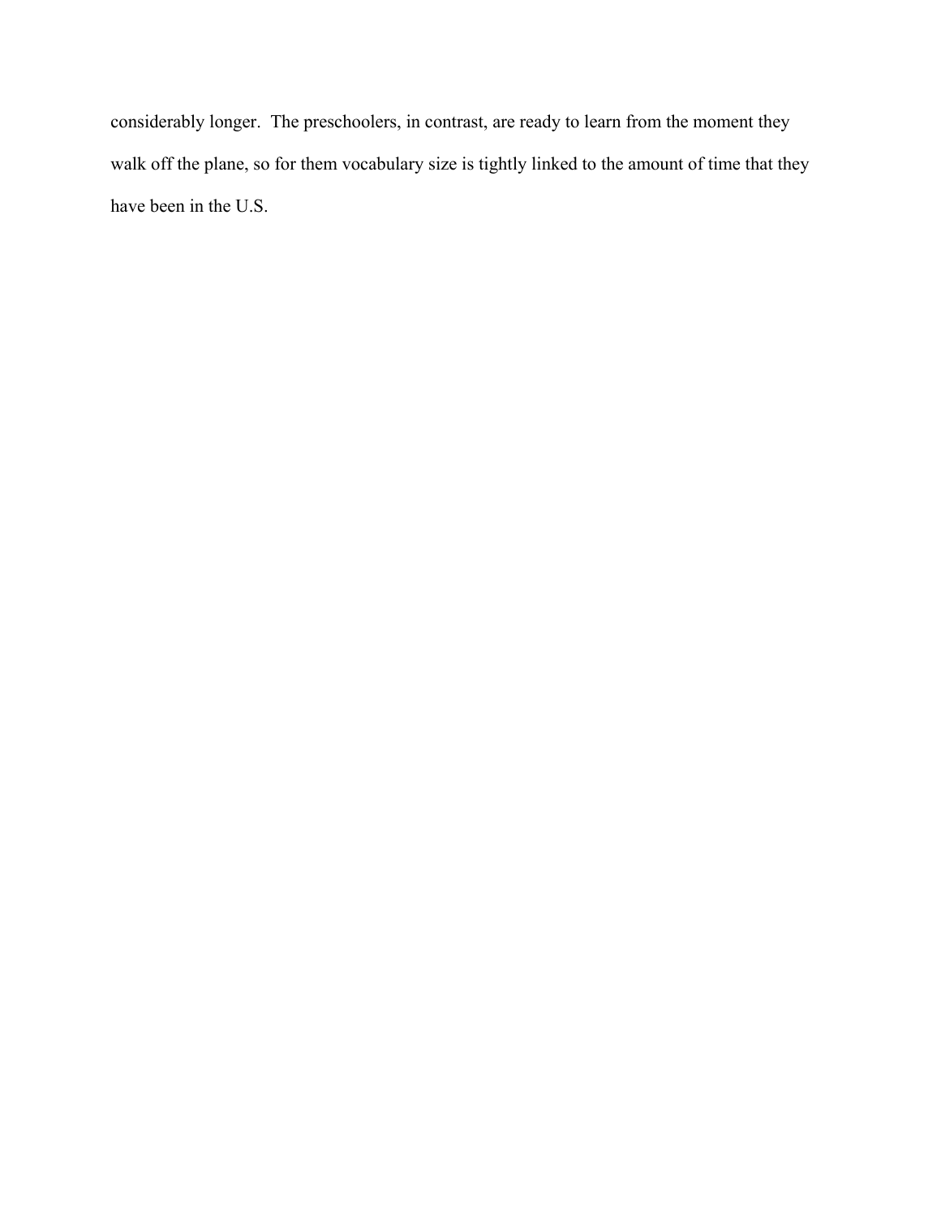considerably longer. The preschoolers, in contrast, are ready to learn from the moment they walk off the plane, so for them vocabulary size is tightly linked to the amount of time that they have been in the U.S.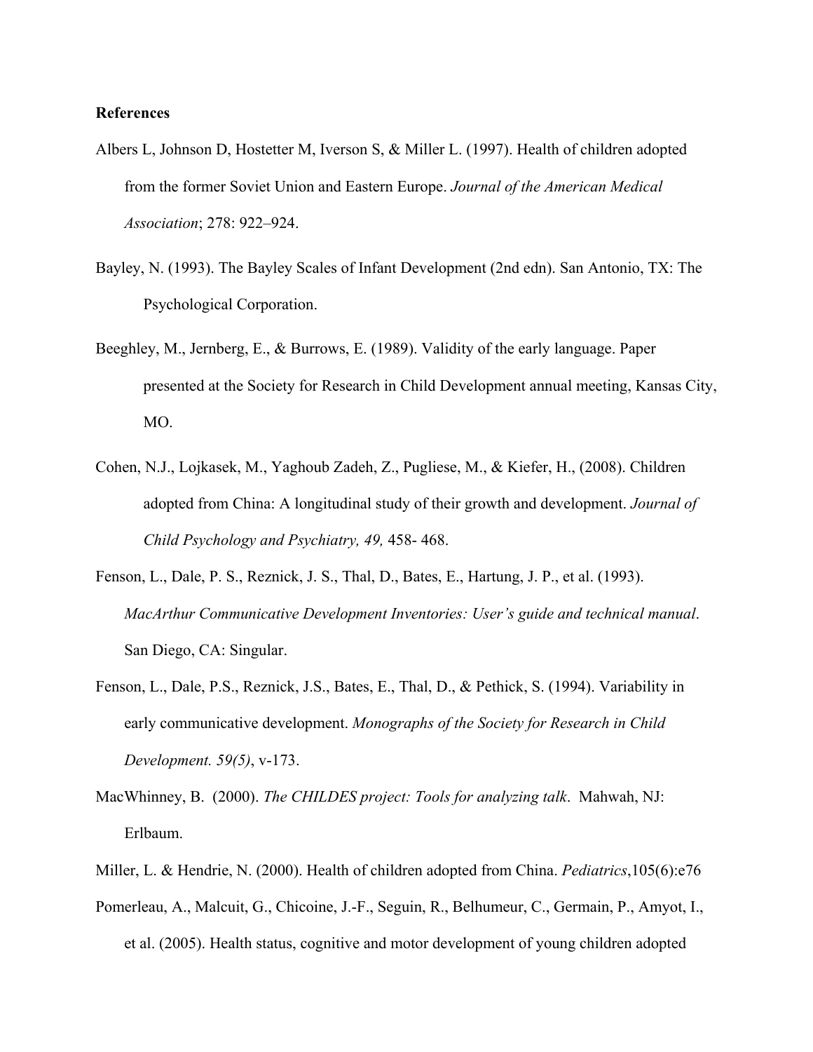**References**

Albers L, Johnson D, Hostetter M, Iverson S, & Miller L. (1997). Health of children adopted from the former Soviet Union and Eastern Europe. *Journal of the American Medical Association*; 278: 922–924.

Bayley, N. (1993). The Bayley Scales of Infant Development (2nd edn). San Antonio, TX: The Psychological Corporation.

Beeghley, M., Jernberg, E., & Burrows, E. (1989). Validity of the early language. Paper presented at the Society for Research in Child Development annual meeting, Kansas City, MO.

Cohen, N.J., Lojkasek, M., Yaghoub Zadeh, Z., Pugliese, M., & Kiefer, H., (2008). Children adopted from China: A longitudinal study of their growth and development. *Journal of Child Psychology and Psychiatry, 49,* 458- 468.

Fenson, L., Dale, P. S., Reznick, J. S., Thal, D., Bates, E., Hartung, J. P., et al. (1993). *MacArthur Communicative Development Inventories: User's guide and technical manual*. San Diego, CA: Singular.

Fenson, L., Dale, P.S., Reznick, J.S., Bates, E., Thal, D., & Pethick, S. (1994). Variability in early communicative development. *Monographs of the Society for Research in Child Development. 59(5)*, v-173.

MacWhinney, B. (2000). *The CHILDES project: Tools for analyzing talk*. Mahwah, NJ: Erlbaum.

Miller, L. & Hendrie, N. (2000). Health of children adopted from China. *Pediatrics*,105(6):e76

Pomerleau, A., Malcuit, G., Chicoine, J.-F., Seguin, R., Belhumeur, C., Germain, P., Amyot, I., et al. (2005). Health status, cognitive and motor development of young children adopted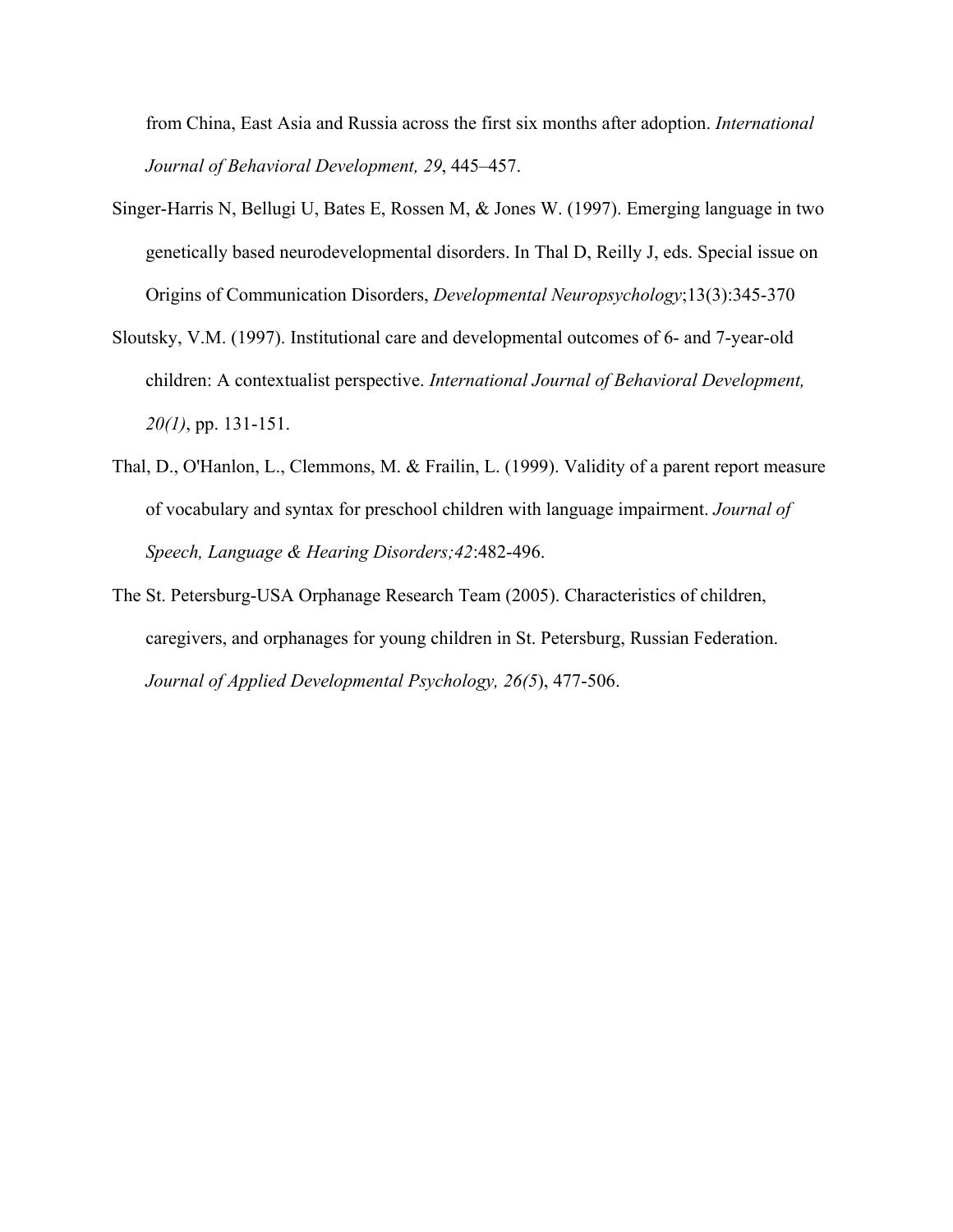from China, East Asia and Russia across the first six months after adoption. *International Journal of Behavioral Development, 29*, 445–457.

Singer-Harris N, Bellugi U, Bates E, Rossen M, & Jones W. (1997). Emerging language in two genetically based neurodevelopmental disorders. In Thal D, Reilly J, eds. Special issue on Origins of Communication Disorders, *Developmental Neuropsychology*;13(3):345-370

Sloutsky, V.M. (1997). Institutional care and developmental outcomes of 6- and 7-year-old children: A contextualist perspective. *International Journal of Behavioral Development, 20(1)*, pp. 131-151.

Thal, D., O'Hanlon, L., Clemmons, M. & Frailin, L. (1999). Validity of a parent report measure of vocabulary and syntax for preschool children with language impairment. *Journal of Speech, Language & Hearing Disorders;42*:482-496.

The St. Petersburg-USA Orphanage Research Team (2005). Characteristics of children, caregivers, and orphanages for young children in St. Petersburg, Russian Federation. *Journal of Applied Developmental Psychology, 26(5*), 477-506.